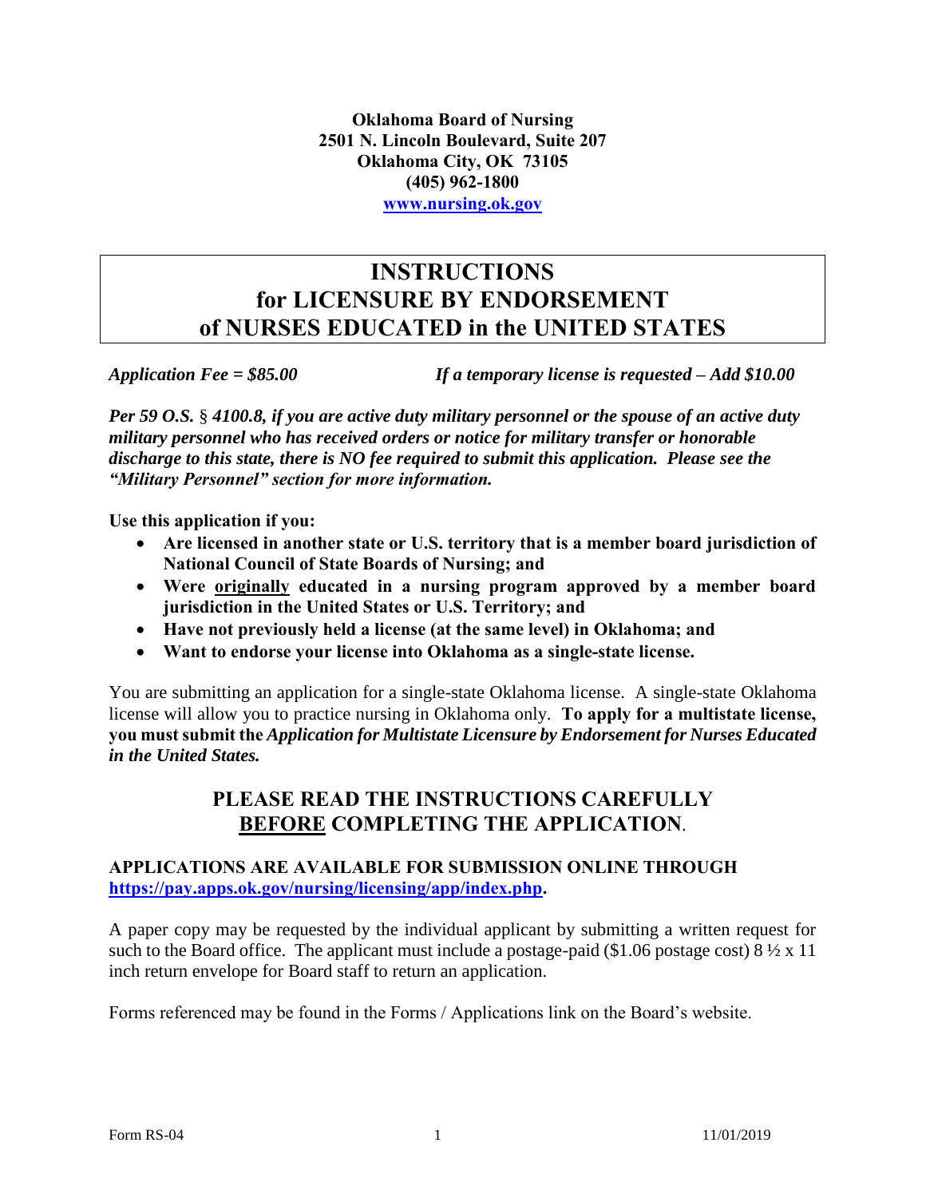**Oklahoma Board of Nursing**
**2501 N. Lincoln Boulevard, Suite 207**
**Oklahoma City, OK 73105**
**(405) 962-1800**
**www.nursing.ok.gov**

# INSTRUCTIONS for LICENSURE BY ENDORSEMENT of NURSES EDUCATED in the UNITED STATES

***Application Fee = $85.00*** ***If a temporary license is requested – Add $10.00***

***Per 59 O.S. § 4100.8, if you are active duty military personnel or the spouse of an active duty military personnel who has received orders or notice for military transfer or honorable discharge to this state, there is NO fee required to submit this application. Please see the "Military Personnel" section for more information.***

**Use this application if you:**

- **Are licensed in another state or U.S. territory that is a member board jurisdiction of National Council of State Boards of Nursing; and**
- **Were originally educated in a nursing program approved by a member board jurisdiction in the United States or U.S. Territory; and**
- **Have not previously held a license (at the same level) in Oklahoma; and**
- **Want to endorse your license into Oklahoma as a single-state license.**

You are submitting an application for a single-state Oklahoma license. A single-state Oklahoma license will allow you to practice nursing in Oklahoma only. **To apply for a multistate license, you must submit the *Application for Multistate Licensure by Endorsement for Nurses Educated in the United States.***

## PLEASE READ THE INSTRUCTIONS CAREFULLY BEFORE COMPLETING THE APPLICATION.

**APPLICATIONS ARE AVAILABLE FOR SUBMISSION ONLINE THROUGH https://pay.apps.ok.gov/nursing/licensing/app/index.php.**

A paper copy may be requested by the individual applicant by submitting a written request for such to the Board office. The applicant must include a postage-paid ($1.06 postage cost) 8 ½ x 11 inch return envelope for Board staff to return an application.

Forms referenced may be found in the Forms / Applications link on the Board's website.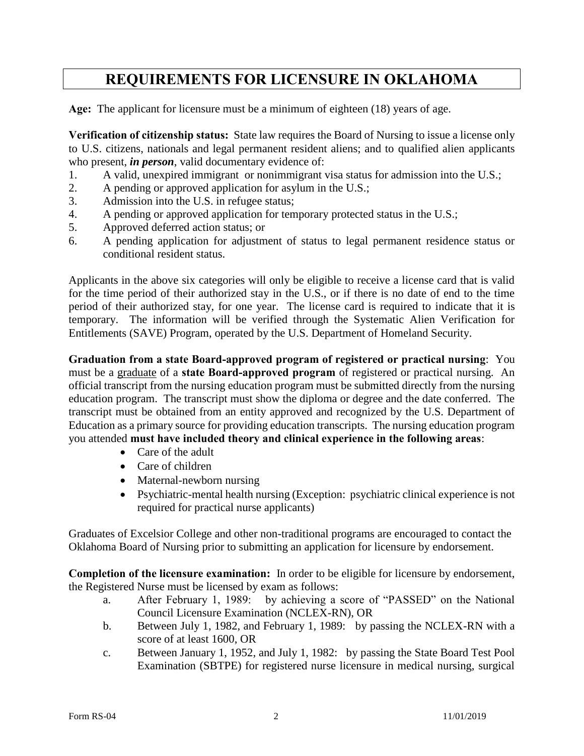# REQUIREMENTS FOR LICENSURE IN OKLAHOMA

**Age:** The applicant for licensure must be a minimum of eighteen (18) years of age.

**Verification of citizenship status:** State law requires the Board of Nursing to issue a license only to U.S. citizens, nationals and legal permanent resident aliens; and to qualified alien applicants who present, ***in person***, valid documentary evidence of:

1. A valid, unexpired immigrant or nonimmigrant visa status for admission into the U.S.;
2. A pending or approved application for asylum in the U.S.;
3. Admission into the U.S. in refugee status;
4. A pending or approved application for temporary protected status in the U.S.;
5. Approved deferred action status; or
6. A pending application for adjustment of status to legal permanent residence status or conditional resident status.

Applicants in the above six categories will only be eligible to receive a license card that is valid for the time period of their authorized stay in the U.S., or if there is no date of end to the time period of their authorized stay, for one year. The license card is required to indicate that it is temporary. The information will be verified through the Systematic Alien Verification for Entitlements (SAVE) Program, operated by the U.S. Department of Homeland Security.

**Graduation from a state Board-approved program of registered or practical nursing**: You must be a graduate of a **state Board-approved program** of registered or practical nursing. An official transcript from the nursing education program must be submitted directly from the nursing education program. The transcript must show the diploma or degree and the date conferred. The transcript must be obtained from an entity approved and recognized by the U.S. Department of Education as a primary source for providing education transcripts. The nursing education program you attended **must have included theory and clinical experience in the following areas**:

- Care of the adult
- Care of children
- Maternal-newborn nursing
- Psychiatric-mental health nursing (Exception: psychiatric clinical experience is not required for practical nurse applicants)

Graduates of Excelsior College and other non-traditional programs are encouraged to contact the Oklahoma Board of Nursing prior to submitting an application for licensure by endorsement.

**Completion of the licensure examination:** In order to be eligible for licensure by endorsement, the Registered Nurse must be licensed by exam as follows:

a. After February 1, 1989: by achieving a score of "PASSED" on the National Council Licensure Examination (NCLEX-RN), OR
b. Between July 1, 1982, and February 1, 1989: by passing the NCLEX-RN with a score of at least 1600, OR
c. Between January 1, 1952, and July 1, 1982: by passing the State Board Test Pool Examination (SBTPE) for registered nurse licensure in medical nursing, surgical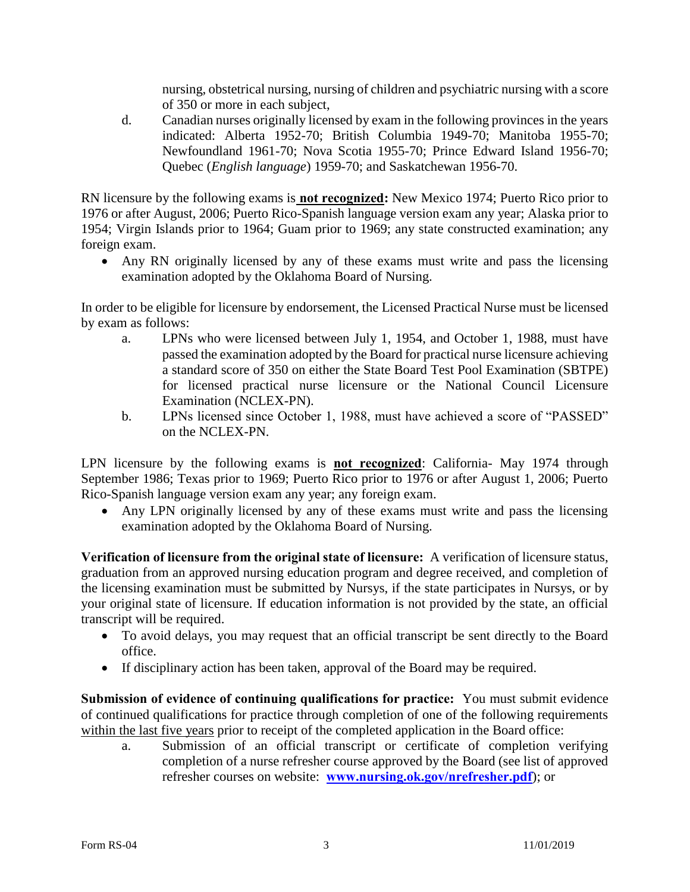nursing, obstetrical nursing, nursing of children and psychiatric nursing with a score of 350 or more in each subject,

d. Canadian nurses originally licensed by exam in the following provinces in the years indicated: Alberta 1952-70; British Columbia 1949-70; Manitoba 1955-70; Newfoundland 1961-70; Nova Scotia 1955-70; Prince Edward Island 1956-70; Quebec (*English language*) 1959-70; and Saskatchewan 1956-70.

RN licensure by the following exams is **not recognized:** New Mexico 1974; Puerto Rico prior to 1976 or after August, 2006; Puerto Rico-Spanish language version exam any year; Alaska prior to 1954; Virgin Islands prior to 1964; Guam prior to 1969; any state constructed examination; any foreign exam.

- Any RN originally licensed by any of these exams must write and pass the licensing examination adopted by the Oklahoma Board of Nursing.

In order to be eligible for licensure by endorsement, the Licensed Practical Nurse must be licensed by exam as follows:

a. LPNs who were licensed between July 1, 1954, and October 1, 1988, must have passed the examination adopted by the Board for practical nurse licensure achieving a standard score of 350 on either the State Board Test Pool Examination (SBTPE) for licensed practical nurse licensure or the National Council Licensure Examination (NCLEX-PN).

b. LPNs licensed since October 1, 1988, must have achieved a score of "PASSED" on the NCLEX-PN.

LPN licensure by the following exams is **not recognized**: California- May 1974 through September 1986; Texas prior to 1969; Puerto Rico prior to 1976 or after August 1, 2006; Puerto Rico-Spanish language version exam any year; any foreign exam.

- Any LPN originally licensed by any of these exams must write and pass the licensing examination adopted by the Oklahoma Board of Nursing.

**Verification of licensure from the original state of licensure:** A verification of licensure status, graduation from an approved nursing education program and degree received, and completion of the licensing examination must be submitted by Nursys, if the state participates in Nursys, or by your original state of licensure. If education information is not provided by the state, an official transcript will be required.

- To avoid delays, you may request that an official transcript be sent directly to the Board office.
- If disciplinary action has been taken, approval of the Board may be required.

**Submission of evidence of continuing qualifications for practice:** You must submit evidence of continued qualifications for practice through completion of one of the following requirements within the last five years prior to receipt of the completed application in the Board office:

a. Submission of an official transcript or certificate of completion verifying completion of a nurse refresher course approved by the Board (see list of approved refresher courses on website: **www.nursing.ok.gov/nrefresher.pdf**); or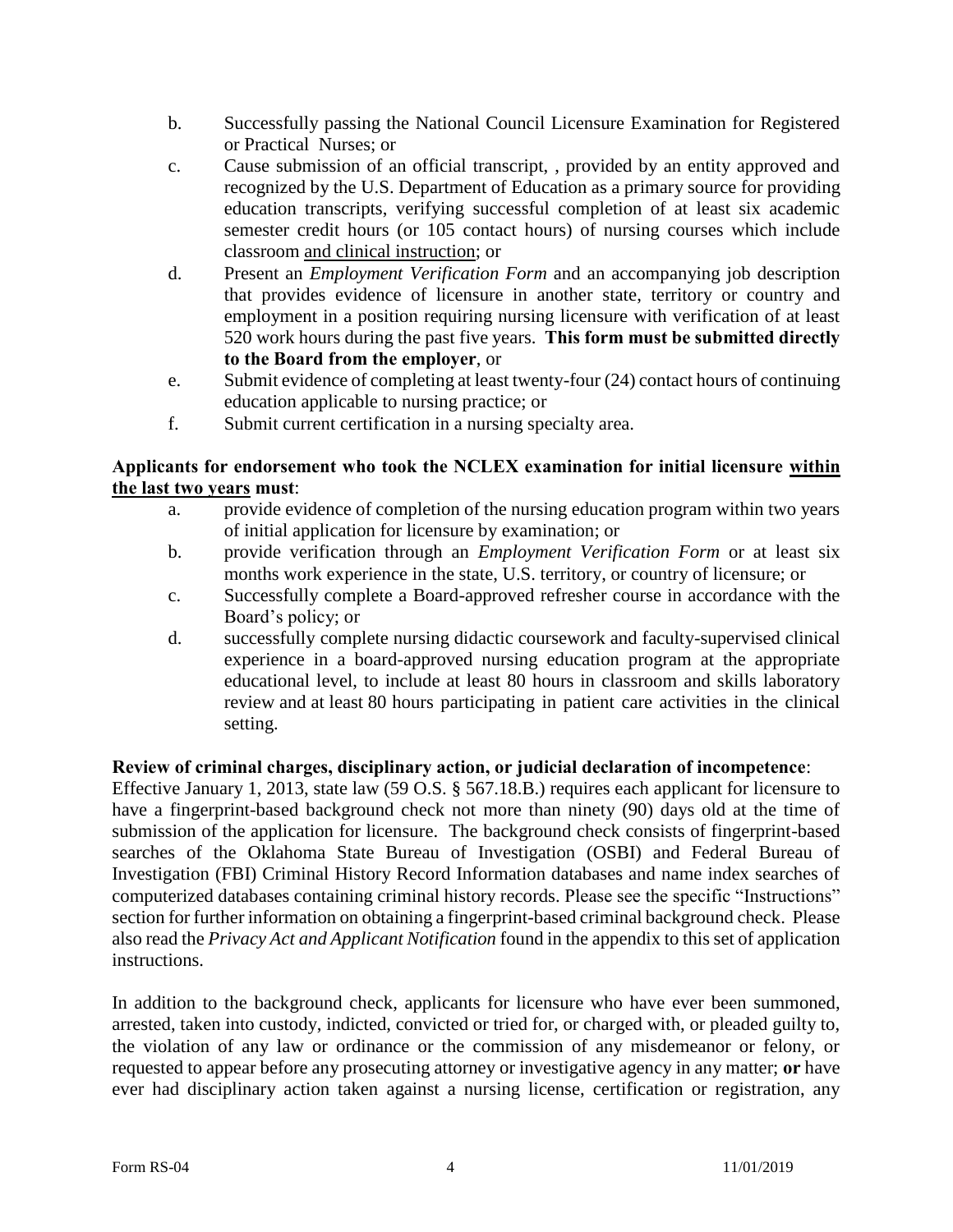b. Successfully passing the National Council Licensure Examination for Registered or Practical Nurses; or

c. Cause submission of an official transcript, , provided by an entity approved and recognized by the U.S. Department of Education as a primary source for providing education transcripts, verifying successful completion of at least six academic semester credit hours (or 105 contact hours) of nursing courses which include classroom and clinical instruction; or

d. Present an *Employment Verification Form* and an accompanying job description that provides evidence of licensure in another state, territory or country and employment in a position requiring nursing licensure with verification of at least 520 work hours during the past five years. **This form must be submitted directly to the Board from the employer**, or

e. Submit evidence of completing at least twenty-four (24) contact hours of continuing education applicable to nursing practice; or

f. Submit current certification in a nursing specialty area.

**Applicants for endorsement who took the NCLEX examination for initial licensure within the last two years must**:

a. provide evidence of completion of the nursing education program within two years of initial application for licensure by examination; or

b. provide verification through an *Employment Verification Form* or at least six months work experience in the state, U.S. territory, or country of licensure; or

c. Successfully complete a Board-approved refresher course in accordance with the Board's policy; or

d. successfully complete nursing didactic coursework and faculty-supervised clinical experience in a board-approved nursing education program at the appropriate educational level, to include at least 80 hours in classroom and skills laboratory review and at least 80 hours participating in patient care activities in the clinical setting.

**Review of criminal charges, disciplinary action, or judicial declaration of incompetence**:

Effective January 1, 2013, state law (59 O.S. § 567.18.B.) requires each applicant for licensure to have a fingerprint-based background check not more than ninety (90) days old at the time of submission of the application for licensure. The background check consists of fingerprint-based searches of the Oklahoma State Bureau of Investigation (OSBI) and Federal Bureau of Investigation (FBI) Criminal History Record Information databases and name index searches of computerized databases containing criminal history records. Please see the specific "Instructions" section for further information on obtaining a fingerprint-based criminal background check. Please also read the *Privacy Act and Applicant Notification* found in the appendix to this set of application instructions.

In addition to the background check, applicants for licensure who have ever been summoned, arrested, taken into custody, indicted, convicted or tried for, or charged with, or pleaded guilty to, the violation of any law or ordinance or the commission of any misdemeanor or felony, or requested to appear before any prosecuting attorney or investigative agency in any matter; **or** have ever had disciplinary action taken against a nursing license, certification or registration, any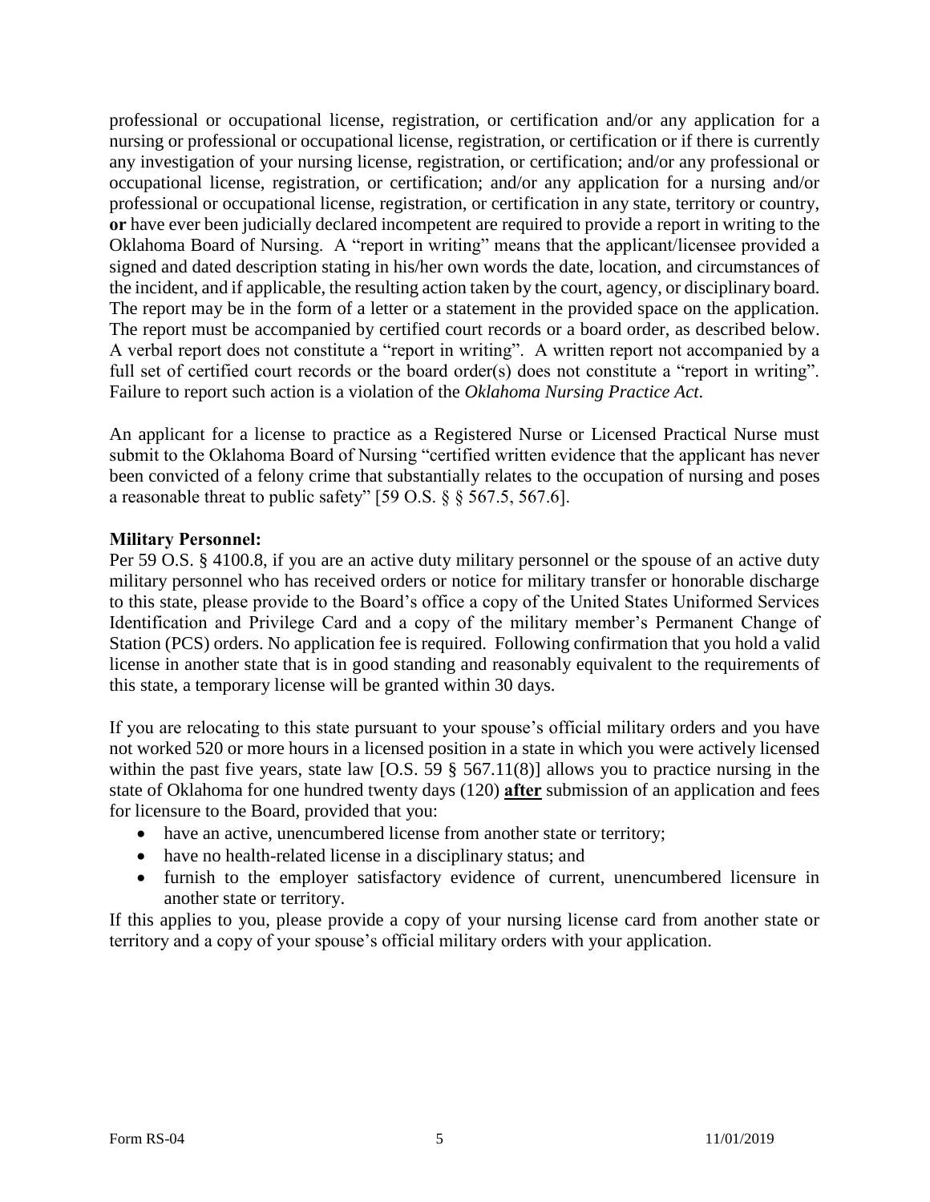professional or occupational license, registration, or certification and/or any application for a nursing or professional or occupational license, registration, or certification or if there is currently any investigation of your nursing license, registration, or certification; and/or any professional or occupational license, registration, or certification; and/or any application for a nursing and/or professional or occupational license, registration, or certification in any state, territory or country, **or** have ever been judicially declared incompetent are required to provide a report in writing to the Oklahoma Board of Nursing. A "report in writing" means that the applicant/licensee provided a signed and dated description stating in his/her own words the date, location, and circumstances of the incident, and if applicable, the resulting action taken by the court, agency, or disciplinary board. The report may be in the form of a letter or a statement in the provided space on the application. The report must be accompanied by certified court records or a board order, as described below. A verbal report does not constitute a "report in writing". A written report not accompanied by a full set of certified court records or the board order(s) does not constitute a "report in writing". Failure to report such action is a violation of the *Oklahoma Nursing Practice Act.*

An applicant for a license to practice as a Registered Nurse or Licensed Practical Nurse must submit to the Oklahoma Board of Nursing "certified written evidence that the applicant has never been convicted of a felony crime that substantially relates to the occupation of nursing and poses a reasonable threat to public safety" [59 O.S. § § 567.5, 567.6].

**Military Personnel:**

Per 59 O.S. § 4100.8, if you are an active duty military personnel or the spouse of an active duty military personnel who has received orders or notice for military transfer or honorable discharge to this state, please provide to the Board's office a copy of the United States Uniformed Services Identification and Privilege Card and a copy of the military member's Permanent Change of Station (PCS) orders. No application fee is required. Following confirmation that you hold a valid license in another state that is in good standing and reasonably equivalent to the requirements of this state, a temporary license will be granted within 30 days.

If you are relocating to this state pursuant to your spouse's official military orders and you have not worked 520 or more hours in a licensed position in a state in which you were actively licensed within the past five years, state law [O.S. 59 § 567.11(8)] allows you to practice nursing in the state of Oklahoma for one hundred twenty days (120) **after** submission of an application and fees for licensure to the Board, provided that you:

- have an active, unencumbered license from another state or territory;
- have no health-related license in a disciplinary status; and
- furnish to the employer satisfactory evidence of current, unencumbered licensure in another state or territory.

If this applies to you, please provide a copy of your nursing license card from another state or territory and a copy of your spouse's official military orders with your application.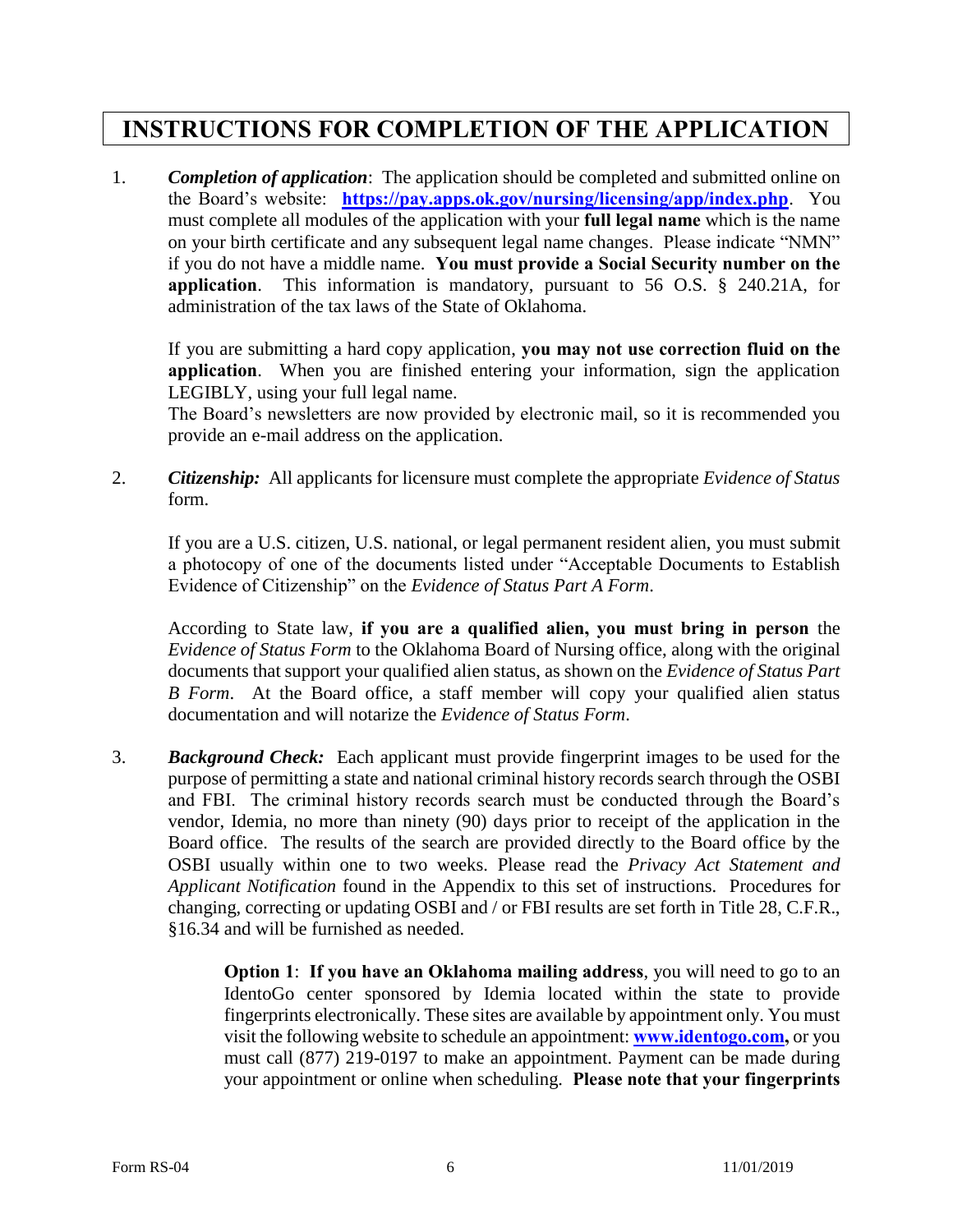# INSTRUCTIONS FOR COMPLETION OF THE APPLICATION

1. ***Completion of application***: The application should be completed and submitted online on the Board's website: **https://pay.apps.ok.gov/nursing/licensing/app/index.php**. You must complete all modules of the application with your **full legal name** which is the name on your birth certificate and any subsequent legal name changes. Please indicate "NMN" if you do not have a middle name. **You must provide a Social Security number on the application**. This information is mandatory, pursuant to 56 O.S. § 240.21A, for administration of the tax laws of the State of Oklahoma.

   If you are submitting a hard copy application, **you may not use correction fluid on the application**. When you are finished entering your information, sign the application LEGIBLY, using your full legal name.

   The Board's newsletters are now provided by electronic mail, so it is recommended you provide an e-mail address on the application.

2. ***Citizenship:*** All applicants for licensure must complete the appropriate *Evidence of Status* form.

   If you are a U.S. citizen, U.S. national, or legal permanent resident alien, you must submit a photocopy of one of the documents listed under "Acceptable Documents to Establish Evidence of Citizenship" on the *Evidence of Status Part A Form*.

   According to State law, **if you are a qualified alien, you must bring in person** the *Evidence of Status Form* to the Oklahoma Board of Nursing office, along with the original documents that support your qualified alien status, as shown on the *Evidence of Status Part B Form*. At the Board office, a staff member will copy your qualified alien status documentation and will notarize the *Evidence of Status Form*.

3. ***Background Check:*** Each applicant must provide fingerprint images to be used for the purpose of permitting a state and national criminal history records search through the OSBI and FBI. The criminal history records search must be conducted through the Board's vendor, Idemia, no more than ninety (90) days prior to receipt of the application in the Board office. The results of the search are provided directly to the Board office by the OSBI usually within one to two weeks. Please read the *Privacy Act Statement and Applicant Notification* found in the Appendix to this set of instructions. Procedures for changing, correcting or updating OSBI and / or FBI results are set forth in Title 28, C.F.R., §16.34 and will be furnished as needed.

   **Option 1**: **If you have an Oklahoma mailing address**, you will need to go to an IdentoGo center sponsored by Idemia located within the state to provide fingerprints electronically. These sites are available by appointment only. You must visit the following website to schedule an appointment: **www.identogo.com,** or you must call (877) 219-0197 to make an appointment. Payment can be made during your appointment or online when scheduling. **Please note that your fingerprints**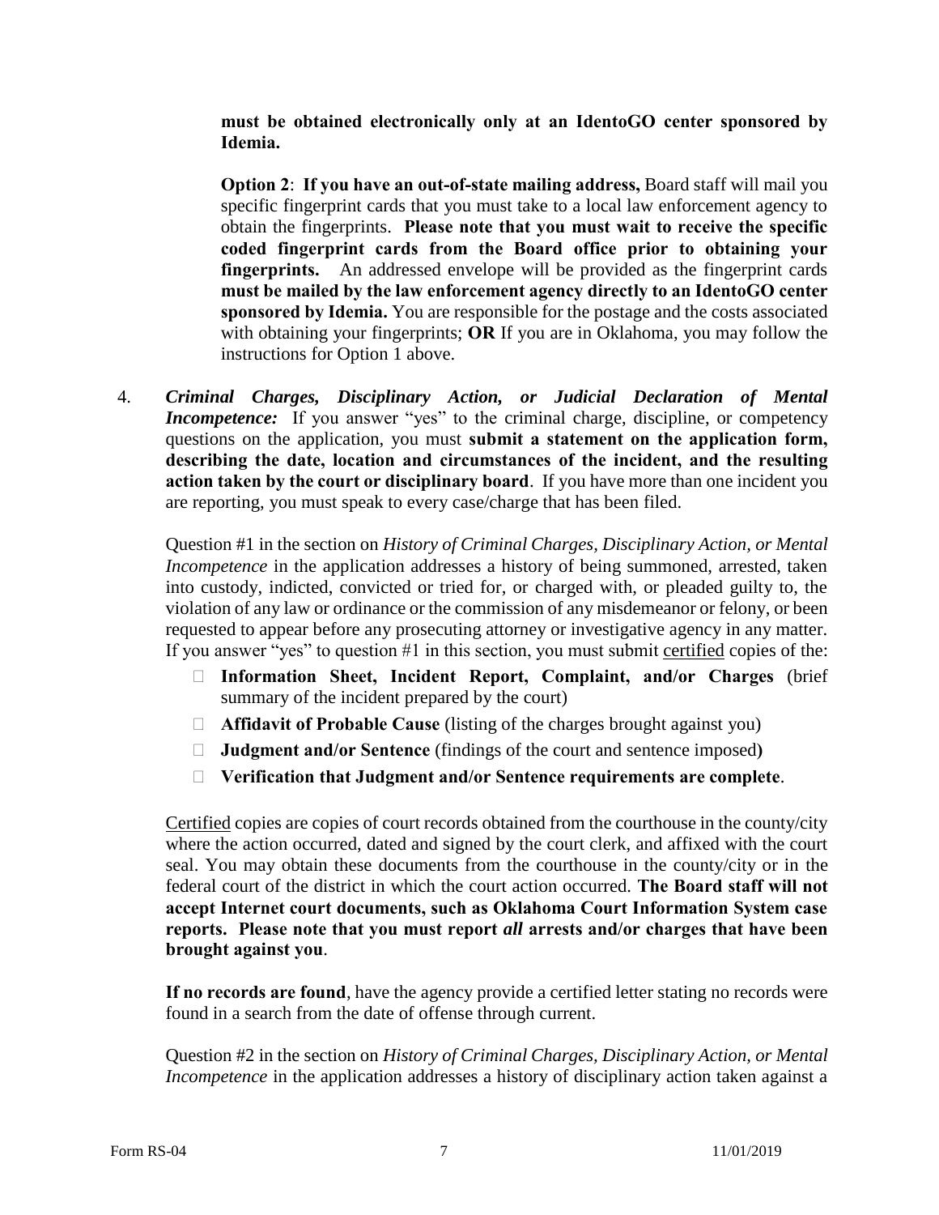**must be obtained electronically only at an IdentoGO center sponsored by Idemia.**

**Option 2**: **If you have an out-of-state mailing address,** Board staff will mail you specific fingerprint cards that you must take to a local law enforcement agency to obtain the fingerprints. **Please note that you must wait to receive the specific coded fingerprint cards from the Board office prior to obtaining your fingerprints.** An addressed envelope will be provided as the fingerprint cards **must be mailed by the law enforcement agency directly to an IdentoGO center sponsored by Idemia.** You are responsible for the postage and the costs associated with obtaining your fingerprints; **OR** If you are in Oklahoma, you may follow the instructions for Option 1 above.

4. ***Criminal Charges, Disciplinary Action, or Judicial Declaration of Mental Incompetence:*** If you answer "yes" to the criminal charge, discipline, or competency questions on the application, you must **submit a statement on the application form, describing the date, location and circumstances of the incident, and the resulting action taken by the court or disciplinary board**. If you have more than one incident you are reporting, you must speak to every case/charge that has been filed.

   Question #1 in the section on *History of Criminal Charges, Disciplinary Action, or Mental Incompetence* in the application addresses a history of being summoned, arrested, taken into custody, indicted, convicted or tried for, or charged with, or pleaded guilty to, the violation of any law or ordinance or the commission of any misdemeanor or felony, or been requested to appear before any prosecuting attorney or investigative agency in any matter. If you answer "yes" to question #1 in this section, you must submit <u>certified</u> copies of the:

   - **Information Sheet, Incident Report, Complaint, and/or Charges** (brief summary of the incident prepared by the court)
   - **Affidavit of Probable Cause** (listing of the charges brought against you)
   - **Judgment and/or Sentence** (findings of the court and sentence imposed**)**
   - **Verification that Judgment and/or Sentence requirements are complete**.

   <u>Certified</u> copies are copies of court records obtained from the courthouse in the county/city where the action occurred, dated and signed by the court clerk, and affixed with the court seal. You may obtain these documents from the courthouse in the county/city or in the federal court of the district in which the court action occurred. **The Board staff will not accept Internet court documents, such as Oklahoma Court Information System case reports. Please note that you must report *all* arrests and/or charges that have been brought against you**.

   **If no records are found**, have the agency provide a certified letter stating no records were found in a search from the date of offense through current.

   Question #2 in the section on *History of Criminal Charges, Disciplinary Action, or Mental Incompetence* in the application addresses a history of disciplinary action taken against a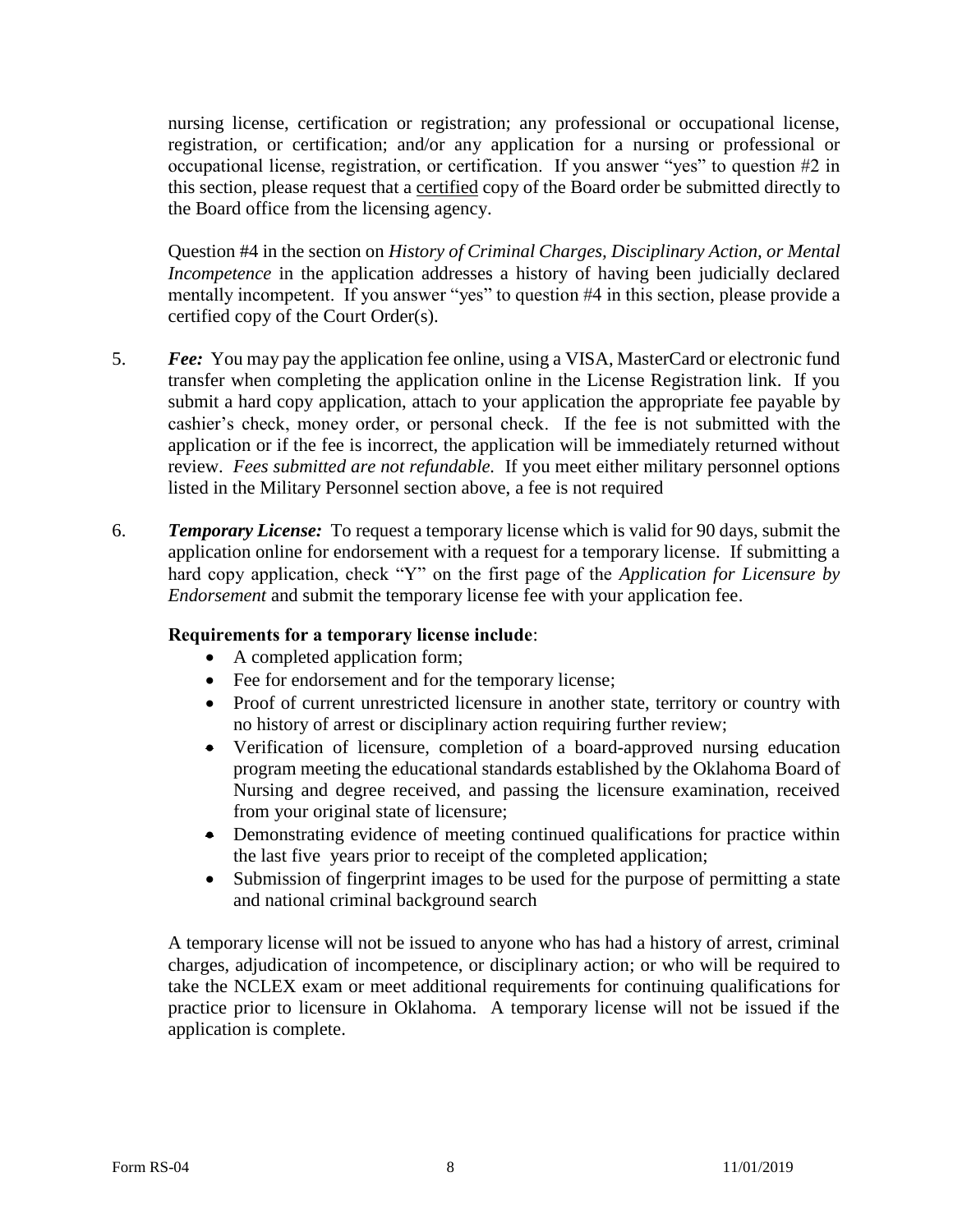nursing license, certification or registration; any professional or occupational license, registration, or certification; and/or any application for a nursing or professional or occupational license, registration, or certification. If you answer "yes" to question #2 in this section, please request that a certified copy of the Board order be submitted directly to the Board office from the licensing agency.

Question #4 in the section on *History of Criminal Charges, Disciplinary Action, or Mental Incompetence* in the application addresses a history of having been judicially declared mentally incompetent. If you answer "yes" to question #4 in this section, please provide a certified copy of the Court Order(s).

5. ***Fee:*** You may pay the application fee online, using a VISA, MasterCard or electronic fund transfer when completing the application online in the License Registration link. If you submit a hard copy application, attach to your application the appropriate fee payable by cashier's check, money order, or personal check. If the fee is not submitted with the application or if the fee is incorrect, the application will be immediately returned without review. *Fees submitted are not refundable.* If you meet either military personnel options listed in the Military Personnel section above, a fee is not required

6. ***Temporary License:*** To request a temporary license which is valid for 90 days, submit the application online for endorsement with a request for a temporary license. If submitting a hard copy application, check "Y" on the first page of the *Application for Licensure by Endorsement* and submit the temporary license fee with your application fee.

   **Requirements for a temporary license include**:

   - A completed application form;
   - Fee for endorsement and for the temporary license;
   - Proof of current unrestricted licensure in another state, territory or country with no history of arrest or disciplinary action requiring further review;
   - Verification of licensure, completion of a board-approved nursing education program meeting the educational standards established by the Oklahoma Board of Nursing and degree received, and passing the licensure examination, received from your original state of licensure;
   - Demonstrating evidence of meeting continued qualifications for practice within the last five years prior to receipt of the completed application;
   - Submission of fingerprint images to be used for the purpose of permitting a state and national criminal background search

   A temporary license will not be issued to anyone who has had a history of arrest, criminal charges, adjudication of incompetence, or disciplinary action; or who will be required to take the NCLEX exam or meet additional requirements for continuing qualifications for practice prior to licensure in Oklahoma. A temporary license will not be issued if the application is complete.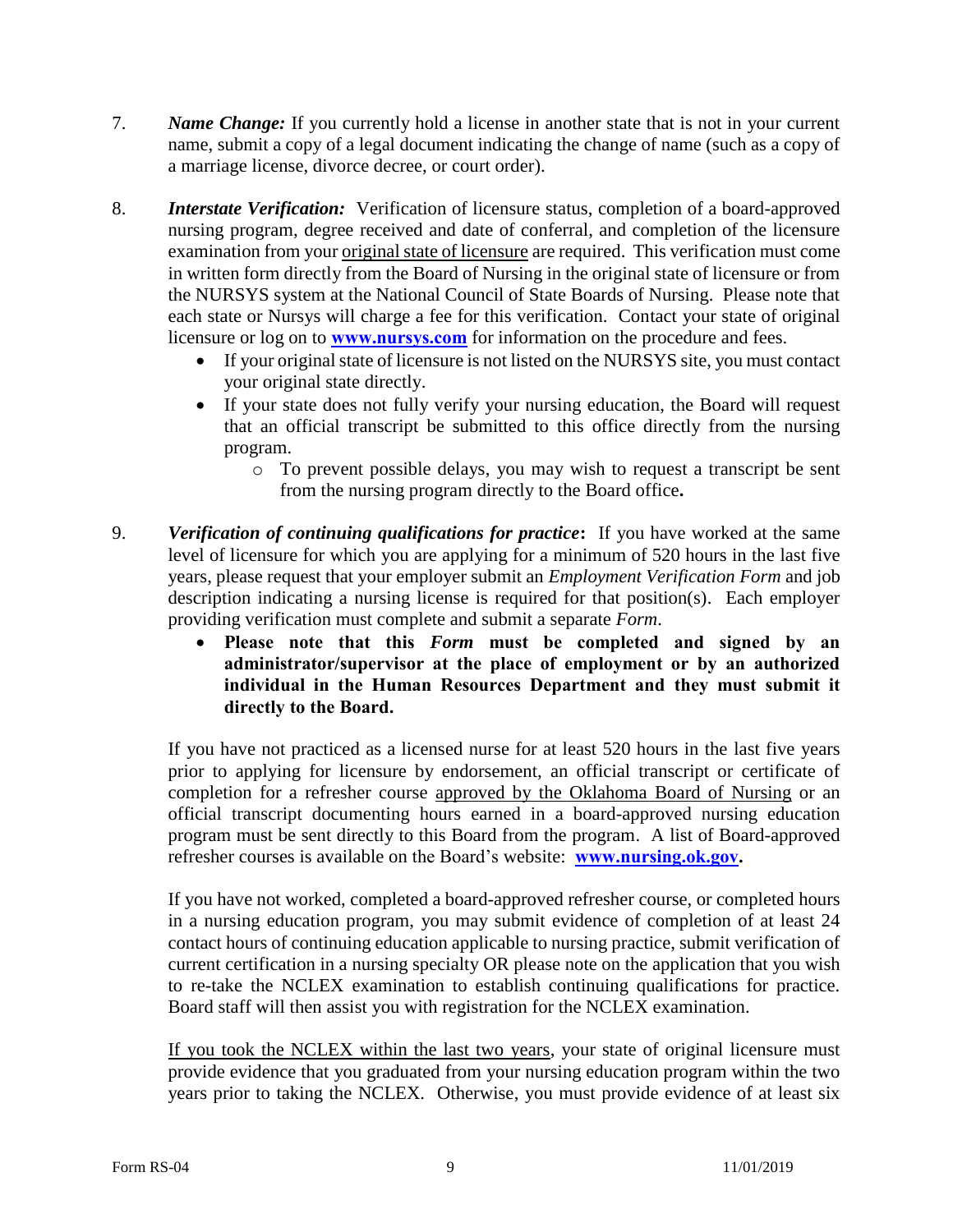7. ***Name Change:*** If you currently hold a license in another state that is not in your current name, submit a copy of a legal document indicating the change of name (such as a copy of a marriage license, divorce decree, or court order).

8. ***Interstate Verification:*** Verification of licensure status, completion of a board-approved nursing program, degree received and date of conferral, and completion of the licensure examination from your original state of licensure are required. This verification must come in written form directly from the Board of Nursing in the original state of licensure or from the NURSYS system at the National Council of State Boards of Nursing. Please note that each state or Nursys will charge a fee for this verification. Contact your state of original licensure or log on to **www.nursys.com** for information on the procedure and fees.
   - If your original state of licensure is not listed on the NURSYS site, you must contact your original state directly.
   - If your state does not fully verify your nursing education, the Board will request that an official transcript be submitted to this office directly from the nursing program.
     - To prevent possible delays, you may wish to request a transcript be sent from the nursing program directly to the Board office**.**

9. ***Verification of continuing qualifications for practice*:** If you have worked at the same level of licensure for which you are applying for a minimum of 520 hours in the last five years, please request that your employer submit an *Employment Verification Form* and job description indicating a nursing license is required for that position(s). Each employer providing verification must complete and submit a separate *Form*.
   - **Please note that this *Form* must be completed and signed by an administrator/supervisor at the place of employment or by an authorized individual in the Human Resources Department and they must submit it directly to the Board.**

   If you have not practiced as a licensed nurse for at least 520 hours in the last five years prior to applying for licensure by endorsement, an official transcript or certificate of completion for a refresher course approved by the Oklahoma Board of Nursing or an official transcript documenting hours earned in a board-approved nursing education program must be sent directly to this Board from the program. A list of Board-approved refresher courses is available on the Board's website: **www.nursing.ok.gov.**

   If you have not worked, completed a board-approved refresher course, or completed hours in a nursing education program, you may submit evidence of completion of at least 24 contact hours of continuing education applicable to nursing practice, submit verification of current certification in a nursing specialty OR please note on the application that you wish to re-take the NCLEX examination to establish continuing qualifications for practice. Board staff will then assist you with registration for the NCLEX examination.

   If you took the NCLEX within the last two years, your state of original licensure must provide evidence that you graduated from your nursing education program within the two years prior to taking the NCLEX. Otherwise, you must provide evidence of at least six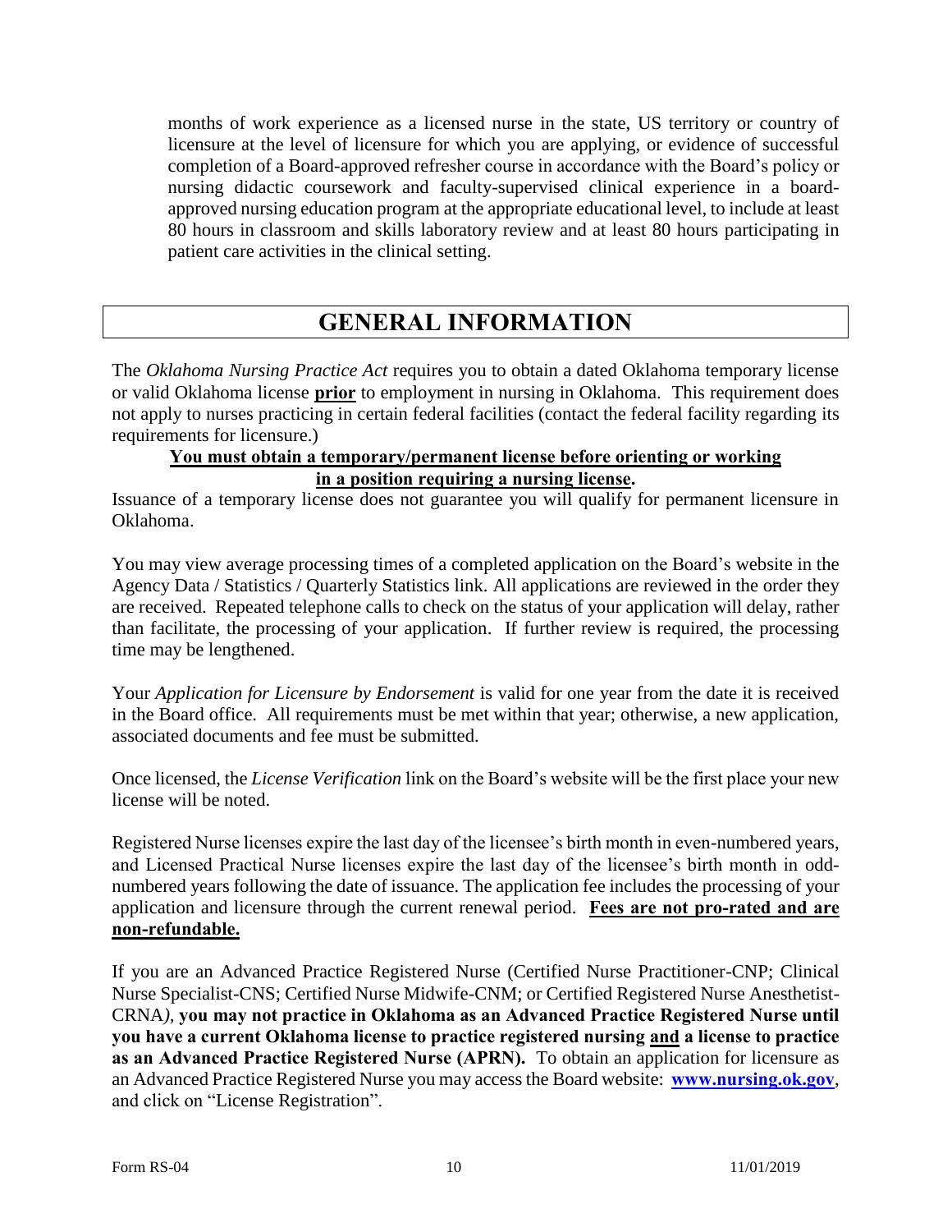months of work experience as a licensed nurse in the state, US territory or country of licensure at the level of licensure for which you are applying, or evidence of successful completion of a Board-approved refresher course in accordance with the Board's policy or nursing didactic coursework and faculty-supervised clinical experience in a board-approved nursing education program at the appropriate educational level, to include at least 80 hours in classroom and skills laboratory review and at least 80 hours participating in patient care activities in the clinical setting.

# GENERAL INFORMATION

The *Oklahoma Nursing Practice Act* requires you to obtain a dated Oklahoma temporary license or valid Oklahoma license **prior** to employment in nursing in Oklahoma. This requirement does not apply to nurses practicing in certain federal facilities (contact the federal facility regarding its requirements for licensure.)

**You must obtain a temporary/permanent license before orienting or working in a position requiring a nursing license.**

Issuance of a temporary license does not guarantee you will qualify for permanent licensure in Oklahoma.

You may view average processing times of a completed application on the Board's website in the Agency Data / Statistics / Quarterly Statistics link. All applications are reviewed in the order they are received. Repeated telephone calls to check on the status of your application will delay, rather than facilitate, the processing of your application. If further review is required, the processing time may be lengthened.

Your *Application for Licensure by Endorsement* is valid for one year from the date it is received in the Board office. All requirements must be met within that year; otherwise, a new application, associated documents and fee must be submitted.

Once licensed, the *License Verification* link on the Board's website will be the first place your new license will be noted.

Registered Nurse licenses expire the last day of the licensee's birth month in even-numbered years, and Licensed Practical Nurse licenses expire the last day of the licensee's birth month in odd-numbered years following the date of issuance. The application fee includes the processing of your application and licensure through the current renewal period. **Fees are not pro-rated and are non-refundable.**

If you are an Advanced Practice Registered Nurse (Certified Nurse Practitioner-CNP; Clinical Nurse Specialist-CNS; Certified Nurse Midwife-CNM; or Certified Registered Nurse Anesthetist-CRNA), **you may not practice in Oklahoma as an Advanced Practice Registered Nurse until you have a current Oklahoma license to practice registered nursing and a license to practice as an Advanced Practice Registered Nurse (APRN).** To obtain an application for licensure as an Advanced Practice Registered Nurse you may access the Board website: **www.nursing.ok.gov**, and click on "License Registration".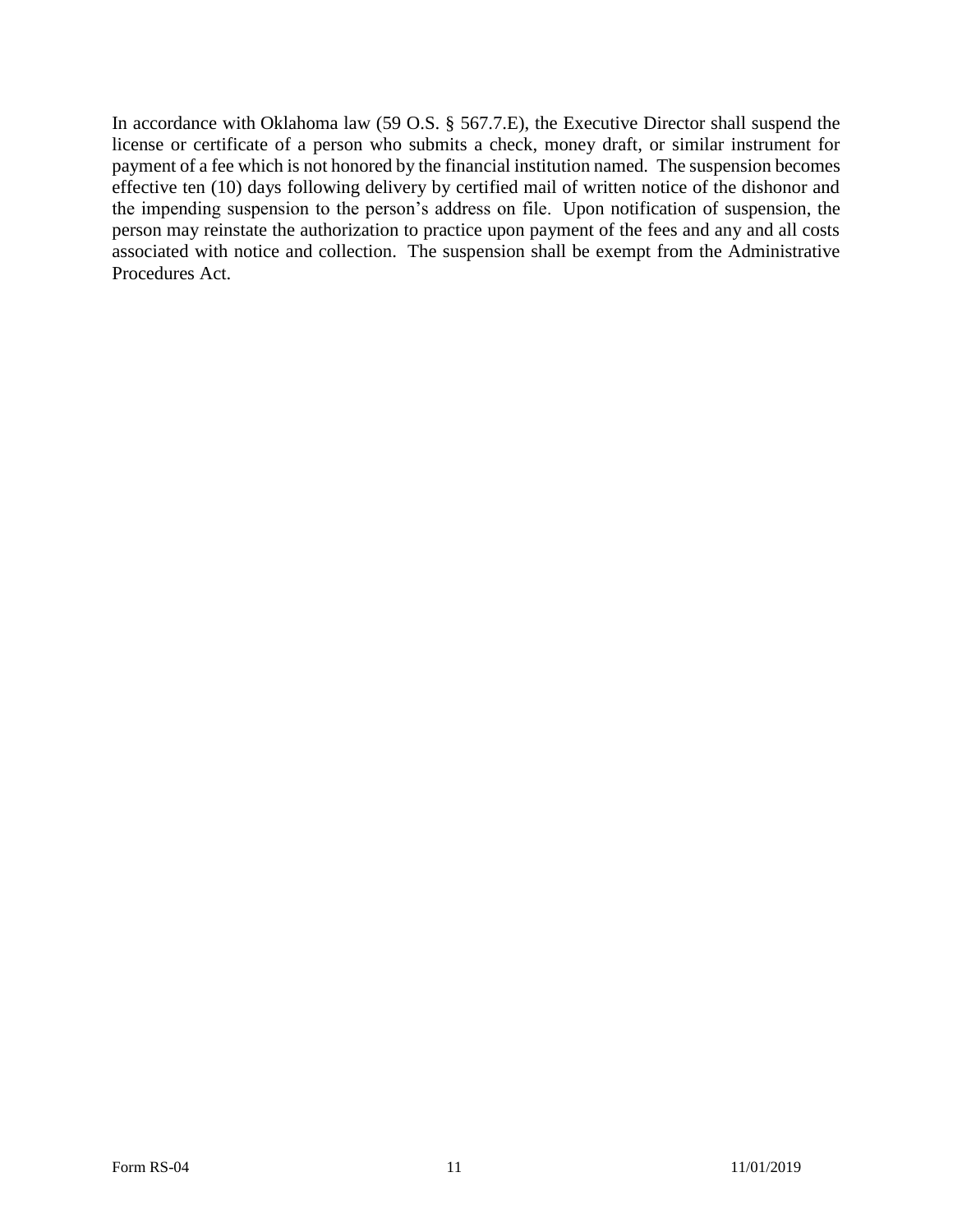In accordance with Oklahoma law (59 O.S. § 567.7.E), the Executive Director shall suspend the license or certificate of a person who submits a check, money draft, or similar instrument for payment of a fee which is not honored by the financial institution named. The suspension becomes effective ten (10) days following delivery by certified mail of written notice of the dishonor and the impending suspension to the person's address on file. Upon notification of suspension, the person may reinstate the authorization to practice upon payment of the fees and any and all costs associated with notice and collection. The suspension shall be exempt from the Administrative Procedures Act.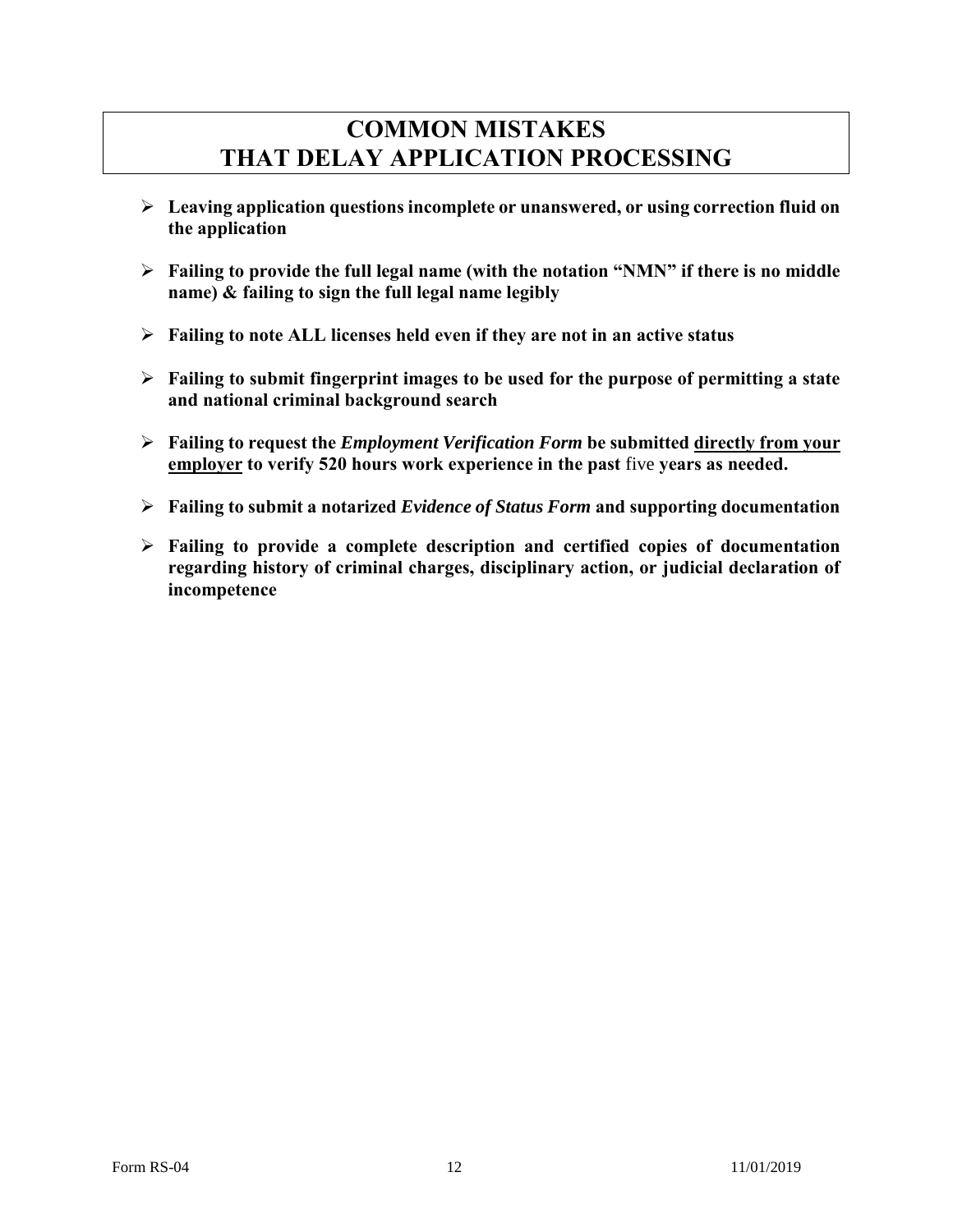# COMMON MISTAKES THAT DELAY APPLICATION PROCESSING

- **Leaving application questions incomplete or unanswered, or using correction fluid on the application**
- **Failing to provide the full legal name (with the notation "NMN" if there is no middle name) & failing to sign the full legal name legibly**
- **Failing to note ALL licenses held even if they are not in an active status**
- **Failing to submit fingerprint images to be used for the purpose of permitting a state and national criminal background search**
- **Failing to request the *Employment Verification Form* be submitted <u>directly from your employer</u> to verify 520 hours work experience in the past** five **years as needed.**
- **Failing to submit a notarized *Evidence of Status Form* and supporting documentation**
- **Failing to provide a complete description and certified copies of documentation regarding history of criminal charges, disciplinary action, or judicial declaration of incompetence**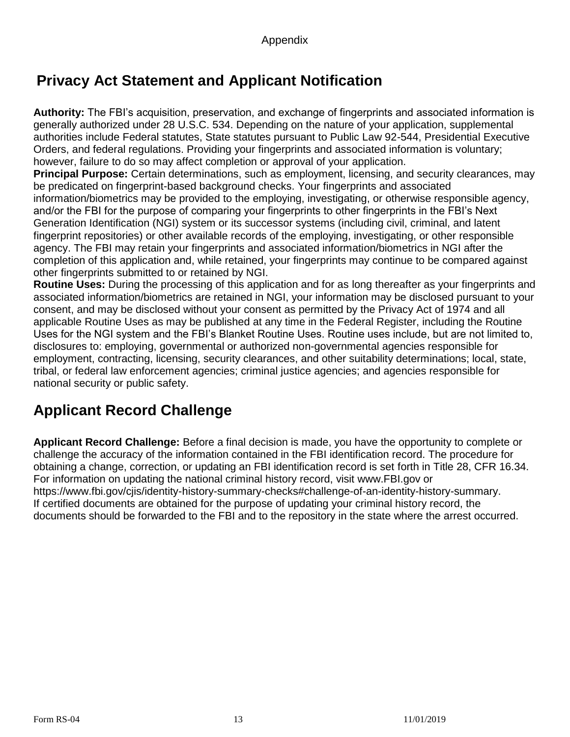Appendix

# Privacy Act Statement and Applicant Notification

**Authority:** The FBI's acquisition, preservation, and exchange of fingerprints and associated information is generally authorized under 28 U.S.C. 534. Depending on the nature of your application, supplemental authorities include Federal statutes, State statutes pursuant to Public Law 92-544, Presidential Executive Orders, and federal regulations. Providing your fingerprints and associated information is voluntary; however, failure to do so may affect completion or approval of your application.

**Principal Purpose:** Certain determinations, such as employment, licensing, and security clearances, may be predicated on fingerprint-based background checks. Your fingerprints and associated information/biometrics may be provided to the employing, investigating, or otherwise responsible agency, and/or the FBI for the purpose of comparing your fingerprints to other fingerprints in the FBI's Next Generation Identification (NGI) system or its successor systems (including civil, criminal, and latent fingerprint repositories) or other available records of the employing, investigating, or other responsible agency. The FBI may retain your fingerprints and associated information/biometrics in NGI after the completion of this application and, while retained, your fingerprints may continue to be compared against other fingerprints submitted to or retained by NGI.

**Routine Uses:** During the processing of this application and for as long thereafter as your fingerprints and associated information/biometrics are retained in NGI, your information may be disclosed pursuant to your consent, and may be disclosed without your consent as permitted by the Privacy Act of 1974 and all applicable Routine Uses as may be published at any time in the Federal Register, including the Routine Uses for the NGI system and the FBI's Blanket Routine Uses. Routine uses include, but are not limited to, disclosures to: employing, governmental or authorized non-governmental agencies responsible for employment, contracting, licensing, security clearances, and other suitability determinations; local, state, tribal, or federal law enforcement agencies; criminal justice agencies; and agencies responsible for national security or public safety.

# Applicant Record Challenge

**Applicant Record Challenge:** Before a final decision is made, you have the opportunity to complete or challenge the accuracy of the information contained in the FBI identification record. The procedure for obtaining a change, correction, or updating an FBI identification record is set forth in Title 28, CFR 16.34. For information on updating the national criminal history record, visit www.FBI.gov or https://www.fbi.gov/cjis/identity-history-summary-checks#challenge-of-an-identity-history-summary. If certified documents are obtained for the purpose of updating your criminal history record, the documents should be forwarded to the FBI and to the repository in the state where the arrest occurred.